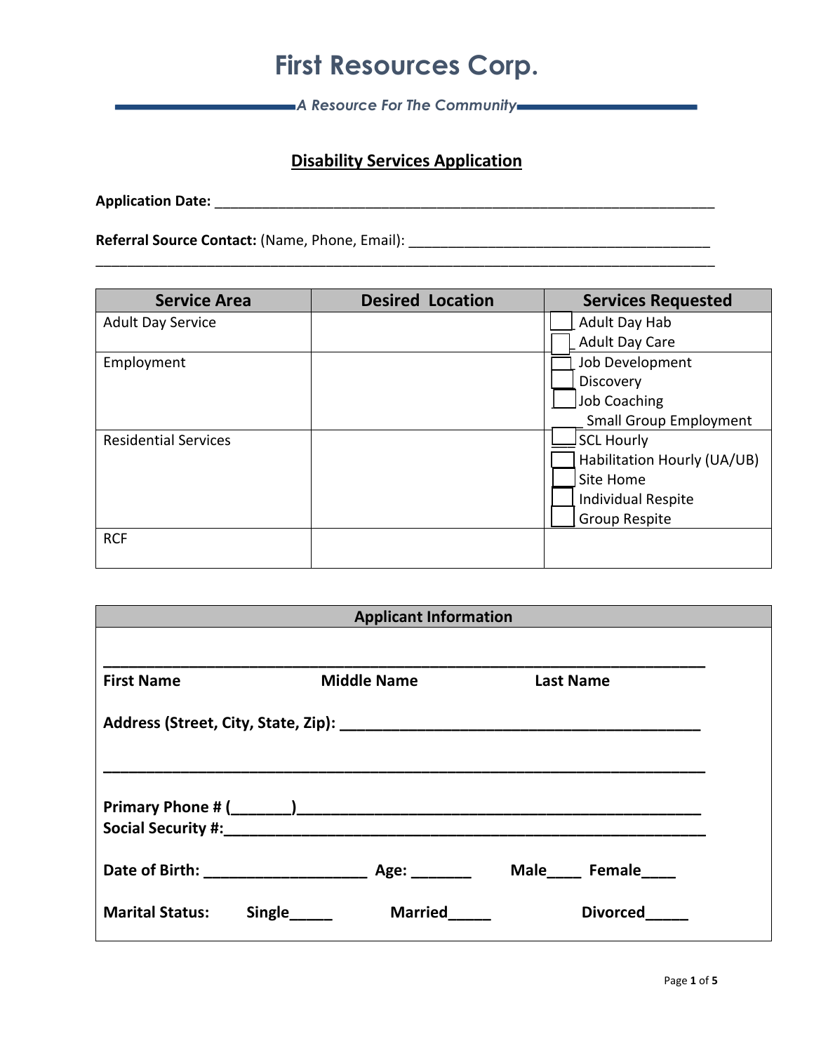# First Resources Corp.

*A Resource For The Community*

## Disability Services Application

**Application Date:** ___________________________________________________________________

**Referral Source Contact:** (Name, Phone, Email): ________________________________________
_________________________________________________________________________________

| Service Area | Desired Location | Services Requested |
|---|---|---|
| Adult Day Service | | ☐ Adult Day Hab<br>☐ Adult Day Care |
| Employment | | ☐ Job Development<br>☐ Discovery<br>☐ Job Coaching<br>____ Small Group Employment |
| Residential Services | | ☐ SCL Hourly<br>☐ Habilitation Hourly (UA/UB)<br>☐ Site Home<br>☐ Individual Respite<br>☐ Group Respite |
| RCF | | |

| Applicant Information |
|---|
| _________________________________________________________________________<br>**First Name** **Middle Name** **Last Name**<br><br>**Address (Street, City, State, Zip):** ____________________________________________<br>_________________________________________________________________________<br><br>**Primary Phone # (_______)**____________________________________________<br>**Social Security #:**__________________________________________________________<br><br>**Date of Birth:** ____________________ **Age:** _______ **Male**____ **Female**____<br><br>**Marital Status:** **Single**_____ **Married**_____ **Divorced**_____ |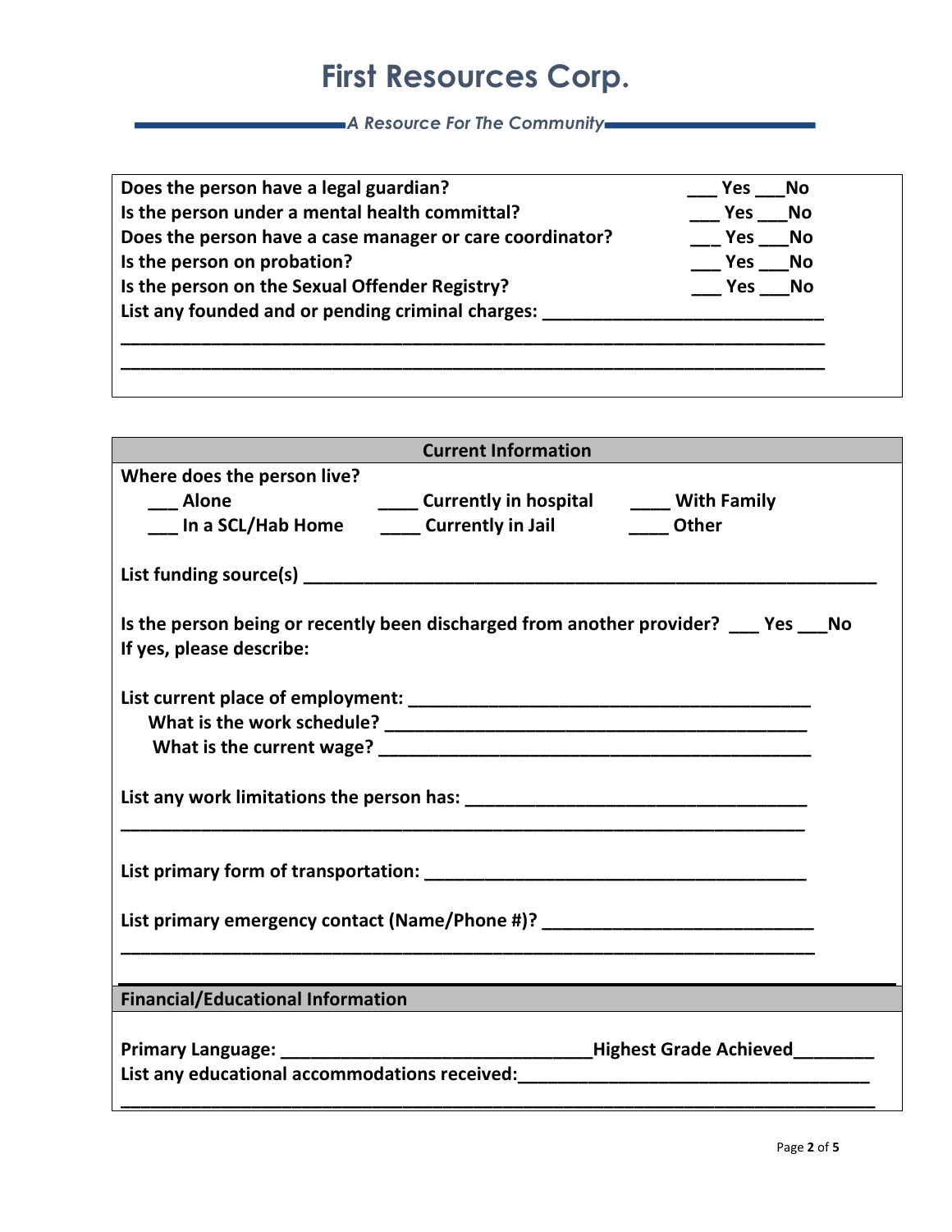# First Resources Corp.

*A Resource For The Community*

**Does the person have a legal guardian?** ___ Yes ___No

**Is the person under a mental health committal?** ___ Yes ___No

**Does the person have a case manager or care coordinator?** ___ Yes ___No

**Is the person on probation?** ___ Yes ___No

**Is the person on the Sexual Offender Registry?** ___ Yes ___No

**List any founded and or pending criminal charges:** ____________________________

______________________________________________________________________

______________________________________________________________________

## Current Information

**Where does the person live?**

___ **Alone** ____ **Currently in hospital** ____ **With Family**

___ **In a SCL/Hab Home** ____ **Currently in Jail** ____ **Other**

**List funding source(s)** ____________________________________________________________

**Is the person being or recently been discharged from another provider?** ___ **Yes** ___**No**

**If yes, please describe:**

**List current place of employment:** ________________________________________

**What is the work schedule?** ___________________________________________

**What is the current wage?** _____________________________________________

**List any work limitations the person has:** ___________________________________

______________________________________________________________________

**List primary form of transportation:** ______________________________________

**List primary emergency contact (Name/Phone #)?** ___________________________

______________________________________________________________________

## Financial/Educational Information

**Primary Language:** _______________________________**Highest Grade Achieved**________

**List any educational accommodations received:**___________________________________

______________________________________________________________________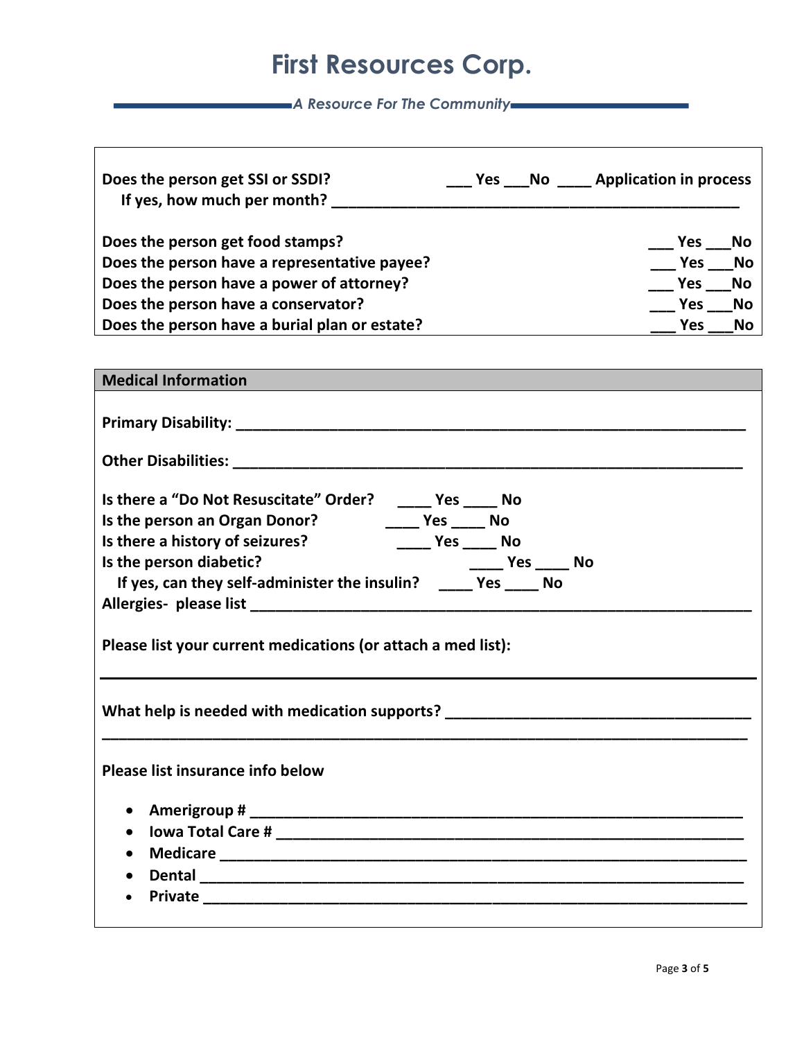# First Resources Corp.

*A Resource For The Community*

**Does the person get SSI or SSDI?** ___ **Yes** ___ **No** ____ **Application in process**
**If yes, how much per month?** ____________________________________________

**Does the person get food stamps?** ___ **Yes** ___ **No**
**Does the person have a representative payee?** ___ **Yes** ___ **No**
**Does the person have a power of attorney?** ___ **Yes** ___ **No**
**Does the person have a conservator?** ___ **Yes** ___ **No**
**Does the person have a burial plan or estate?** ___ **Yes** ___ **No**

## Medical Information

**Primary Disability:** ____________________________________________________________

**Other Disabilities:** ____________________________________________________________

**Is there a "Do Not Resuscitate" Order?** ____ **Yes** ____ **No**
**Is the person an Organ Donor?** ____ **Yes** ____ **No**
**Is there a history of seizures?** ____ **Yes** ____ **No**
**Is the person diabetic?** ____ **Yes** ____ **No**
**If yes, can they self-administer the insulin?** ____ **Yes** ____ **No**
**Allergies- please list** ____________________________________________________________

**Please list your current medications (or attach a med list):**

___________________________________________________________________________

**What help is needed with medication supports?** ____________________________________
___________________________________________________________________________

**Please list insurance info below**

- **Amerigroup #** ____________________________________________________________
- **Iowa Total Care #** _________________________________________________________
- **Medicare** ________________________________________________________________
- **Dental** __________________________________________________________________
- **Private** _________________________________________________________________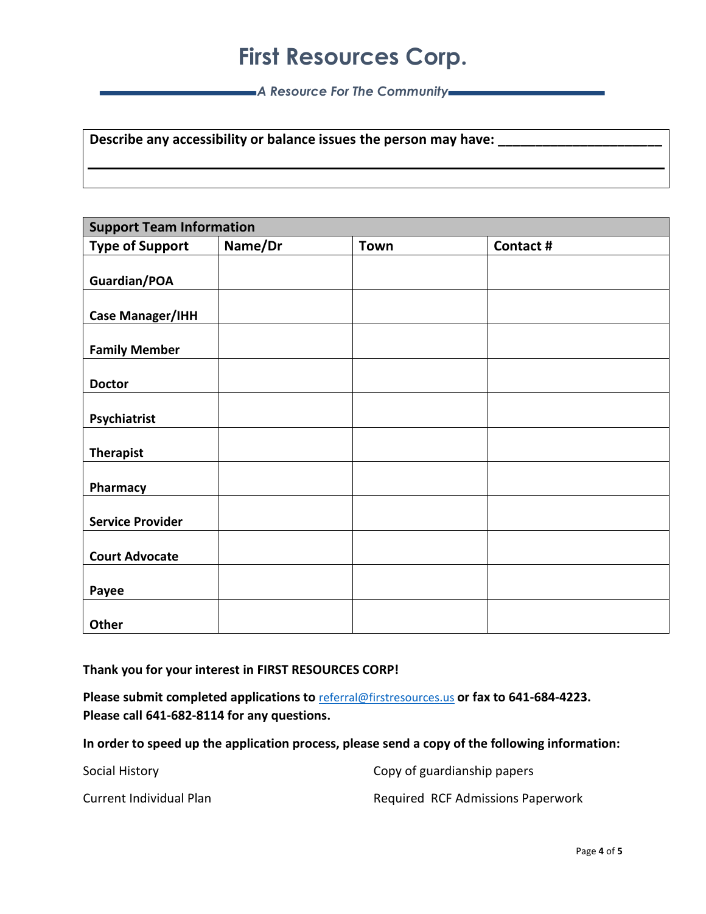# First Resources Corp.

*A Resource For The Community*

**Describe any accessibility or balance issues the person may have:** ______________________

_____________________________________________________________________________

| **Support Team Information** | | | |
|---|---|---|---|
| **Type of Support** | **Name/Dr** | **Town** | **Contact #** |
| **Guardian/POA** | | | |
| **Case Manager/IHH** | | | |
| **Family Member** | | | |
| **Doctor** | | | |
| **Psychiatrist** | | | |
| **Therapist** | | | |
| **Pharmacy** | | | |
| **Service Provider** | | | |
| **Court Advocate** | | | |
| **Payee** | | | |
| **Other** | | | |

**Thank you for your interest in FIRST RESOURCES CORP!**

**Please submit completed applications to** [referral@firstresources.us](mailto:referral@firstresources.us) **or fax to 641-684-4223.**
**Please call 641-682-8114 for any questions.**

**In order to speed up the application process, please send a copy of the following information:**

- Social History
- Current Individual Plan
- Copy of guardianship papers
- Required RCF Admissions Paperwork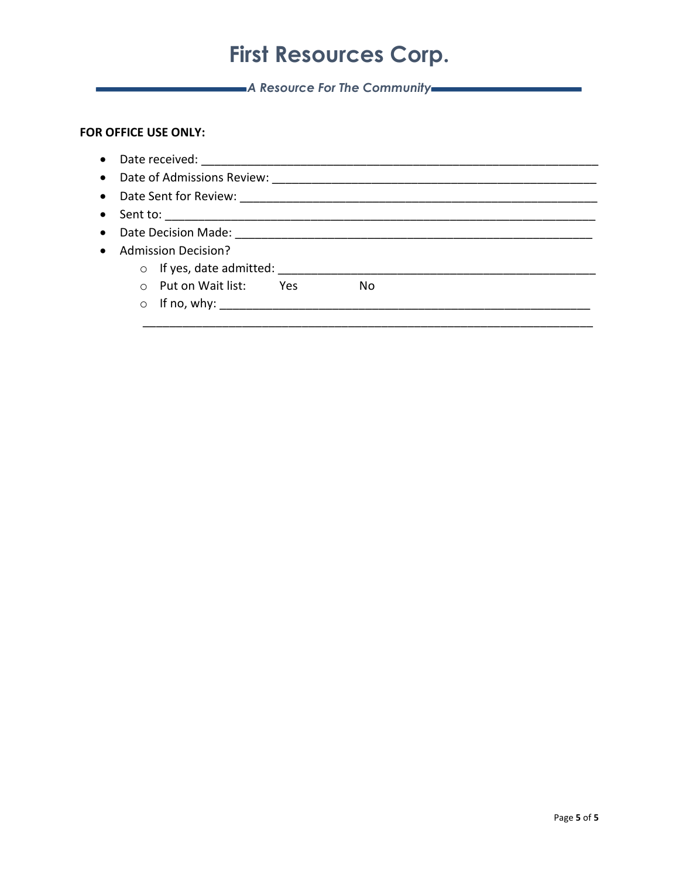# First Resources Corp.

*A Resource For The Community*

**FOR OFFICE USE ONLY:**

- Date received: ___________________________________________________________
- Date of Admissions Review: _______________________________________________
- Date Sent for Review: ____________________________________________________
- Sent to: _________________________________________________________________
- Date Decision Made: ______________________________________________________
- Admission Decision?
  - If yes, date admitted: ____________________________________________
  - Put on Wait list: Yes No
  - If no, why: _____________________________________________________

    ______________________________________________________________________